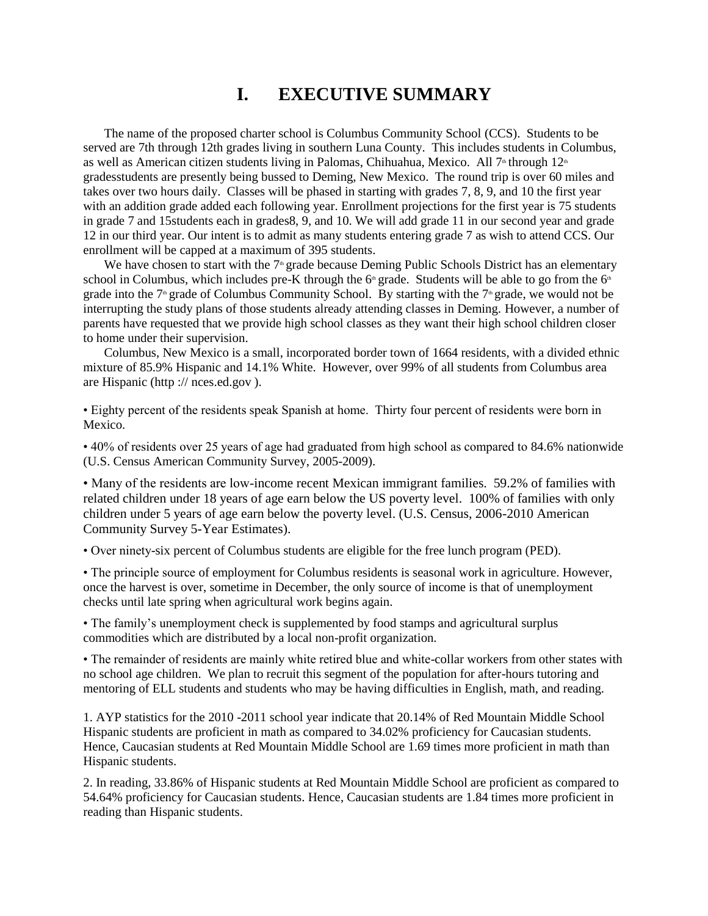# I. EXECUTIVE SUMMARY

The name of the proposed charter school is Columbus Community School (CCS). Students to be served are 7th through 12th grades living in southern Luna County. This includes students in Columbus, as well as American citizen students living in Palomas, Chihuahua, Mexico. All 7th through 12th gradesstudents are presently being bussed to Deming, New Mexico. The round trip is over 60 miles and takes over two hours daily. Classes will be phased in starting with grades 7, 8, 9, and 10 the first year with an addition grade added each following year. Enrollment projections for the first year is 75 students in grade 7 and 15students each in grades8, 9, and 10. We will add grade 11 in our second year and grade 12 in our third year. Our intent is to admit as many students entering grade 7 as wish to attend CCS. Our enrollment will be capped at a maximum of 395 students.

We have chosen to start with the 7th grade because Deming Public Schools District has an elementary school in Columbus, which includes pre-K through the 6th grade. Students will be able to go from the 6th grade into the 7th grade of Columbus Community School. By starting with the 7th grade, we would not be interrupting the study plans of those students already attending classes in Deming. However, a number of parents have requested that we provide high school classes as they want their high school children closer to home under their supervision.

Columbus, New Mexico is a small, incorporated border town of 1664 residents, with a divided ethnic mixture of 85.9% Hispanic and 14.1% White. However, over 99% of all students from Columbus area are Hispanic (http :// nces.ed.gov ).

• Eighty percent of the residents speak Spanish at home. Thirty four percent of residents were born in Mexico.

• 40% of residents over 25 years of age had graduated from high school as compared to 84.6% nationwide (U.S. Census American Community Survey, 2005-2009).

• Many of the residents are low-income recent Mexican immigrant families. 59.2% of families with related children under 18 years of age earn below the US poverty level. 100% of families with only children under 5 years of age earn below the poverty level. (U.S. Census, 2006-2010 American Community Survey 5-Year Estimates).

• Over ninety-six percent of Columbus students are eligible for the free lunch program (PED).

• The principle source of employment for Columbus residents is seasonal work in agriculture. However, once the harvest is over, sometime in December, the only source of income is that of unemployment checks until late spring when agricultural work begins again.

• The family's unemployment check is supplemented by food stamps and agricultural surplus commodities which are distributed by a local non-profit organization.

• The remainder of residents are mainly white retired blue and white-collar workers from other states with no school age children. We plan to recruit this segment of the population for after-hours tutoring and mentoring of ELL students and students who may be having difficulties in English, math, and reading.

1. AYP statistics for the 2010 -2011 school year indicate that 20.14% of Red Mountain Middle School Hispanic students are proficient in math as compared to 34.02% proficiency for Caucasian students. Hence, Caucasian students at Red Mountain Middle School are 1.69 times more proficient in math than Hispanic students.

2. In reading, 33.86% of Hispanic students at Red Mountain Middle School are proficient as compared to 54.64% proficiency for Caucasian students. Hence, Caucasian students are 1.84 times more proficient in reading than Hispanic students.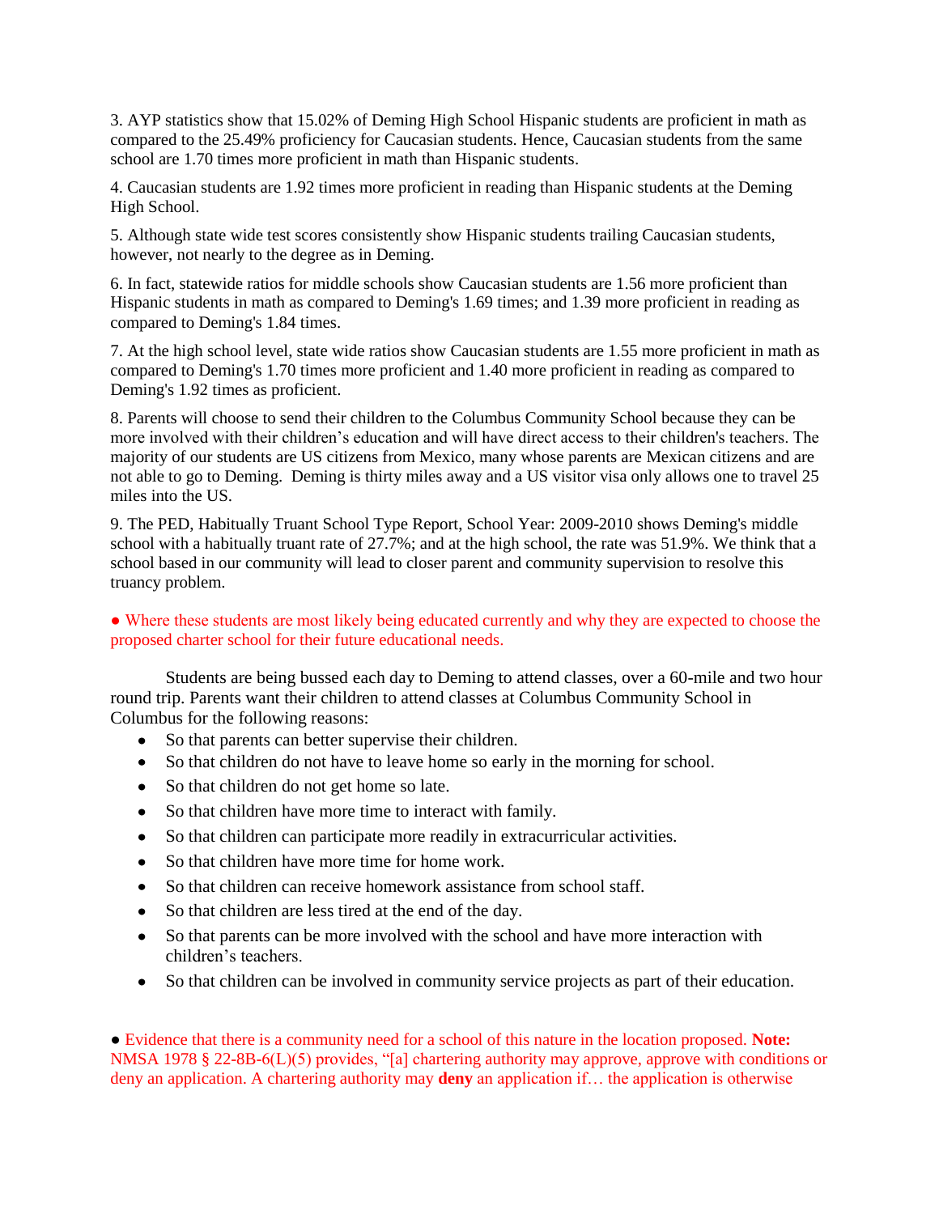3. AYP statistics show that 15.02% of Deming High School Hispanic students are proficient in math as compared to the 25.49% proficiency for Caucasian students. Hence, Caucasian students from the same school are 1.70 times more proficient in math than Hispanic students.

4. Caucasian students are 1.92 times more proficient in reading than Hispanic students at the Deming High School.

5. Although state wide test scores consistently show Hispanic students trailing Caucasian students, however, not nearly to the degree as in Deming.

6. In fact, statewide ratios for middle schools show Caucasian students are 1.56 more proficient than Hispanic students in math as compared to Deming's 1.69 times; and 1.39 more proficient in reading as compared to Deming's 1.84 times.

7. At the high school level, state wide ratios show Caucasian students are 1.55 more proficient in math as compared to Deming's 1.70 times more proficient and 1.40 more proficient in reading as compared to Deming's 1.92 times as proficient.

8. Parents will choose to send their children to the Columbus Community School because they can be more involved with their children's education and will have direct access to their children's teachers. The majority of our students are US citizens from Mexico, many whose parents are Mexican citizens and are not able to go to Deming. Deming is thirty miles away and a US visitor visa only allows one to travel 25 miles into the US.

9. The PED, Habitually Truant School Type Report, School Year: 2009-2010 shows Deming's middle school with a habitually truant rate of 27.7%; and at the high school, the rate was 51.9%. We think that a school based in our community will lead to closer parent and community supervision to resolve this truancy problem.

● Where these students are most likely being educated currently and why they are expected to choose the proposed charter school for their future educational needs.

Students are being bussed each day to Deming to attend classes, over a 60-mile and two hour round trip. Parents want their children to attend classes at Columbus Community School in Columbus for the following reasons:

- So that parents can better supervise their children.
- So that children do not have to leave home so early in the morning for school.
- So that children do not get home so late.
- So that children have more time to interact with family.
- So that children can participate more readily in extracurricular activities.
- So that children have more time for home work.
- So that children can receive homework assistance from school staff.
- So that children are less tired at the end of the day.
- So that parents can be more involved with the school and have more interaction with children's teachers.
- So that children can be involved in community service projects as part of their education.

● Evidence that there is a community need for a school of this nature in the location proposed. **Note:** NMSA 1978 § 22-8B-6(L)(5) provides, "[a] chartering authority may approve, approve with conditions or deny an application. A chartering authority may **deny** an application if… the application is otherwise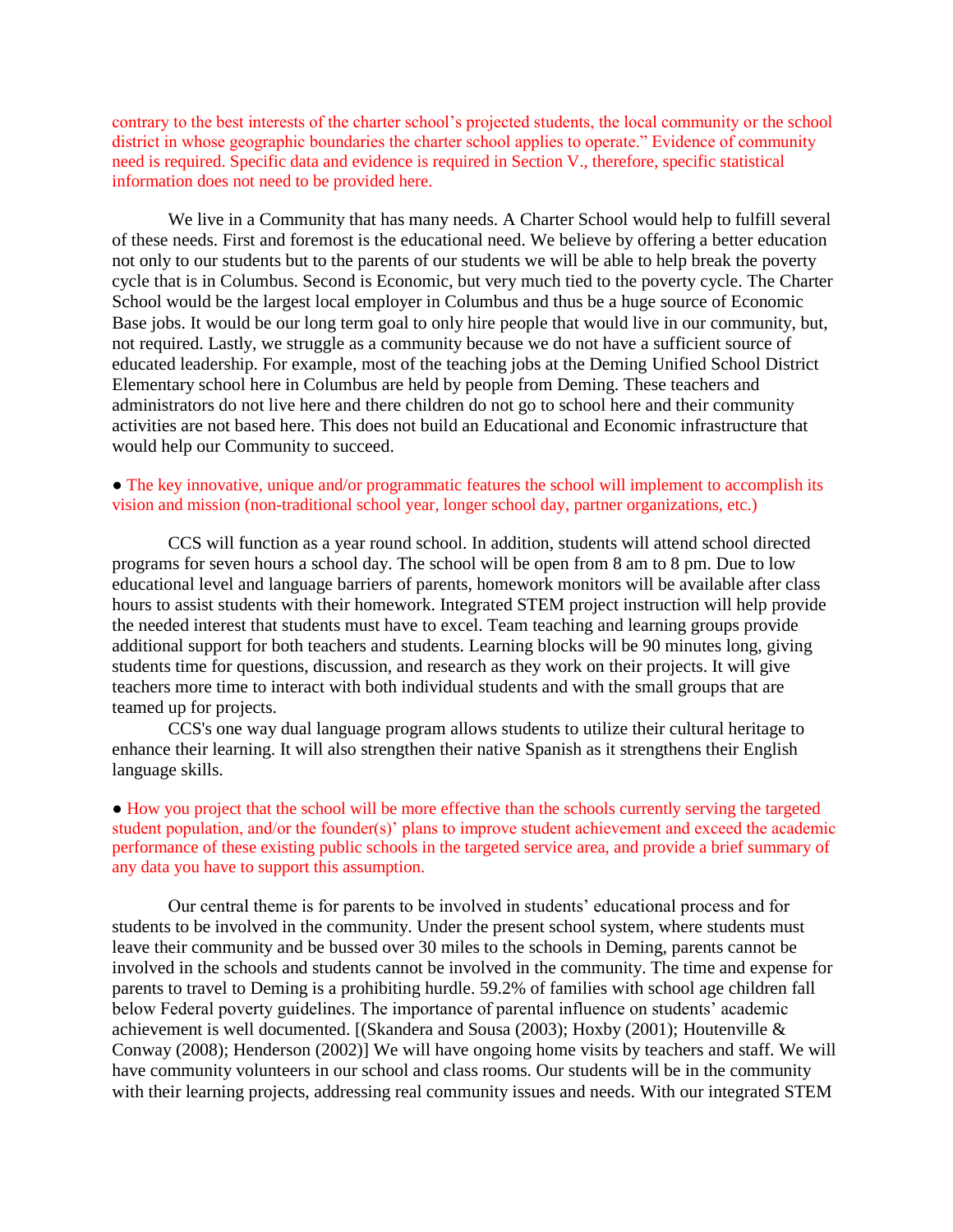contrary to the best interests of the charter school's projected students, the local community or the school district in whose geographic boundaries the charter school applies to operate." Evidence of community need is required. Specific data and evidence is required in Section V., therefore, specific statistical information does not need to be provided here.

We live in a Community that has many needs. A Charter School would help to fulfill several of these needs. First and foremost is the educational need. We believe by offering a better education not only to our students but to the parents of our students we will be able to help break the poverty cycle that is in Columbus. Second is Economic, but very much tied to the poverty cycle. The Charter School would be the largest local employer in Columbus and thus be a huge source of Economic Base jobs. It would be our long term goal to only hire people that would live in our community, but, not required. Lastly, we struggle as a community because we do not have a sufficient source of educated leadership. For example, most of the teaching jobs at the Deming Unified School District Elementary school here in Columbus are held by people from Deming. These teachers and administrators do not live here and there children do not go to school here and their community activities are not based here. This does not build an Educational and Economic infrastructure that would help our Community to succeed.

● The key innovative, unique and/or programmatic features the school will implement to accomplish its vision and mission (non-traditional school year, longer school day, partner organizations, etc.)

CCS will function as a year round school. In addition, students will attend school directed programs for seven hours a school day. The school will be open from 8 am to 8 pm. Due to low educational level and language barriers of parents, homework monitors will be available after class hours to assist students with their homework. Integrated STEM project instruction will help provide the needed interest that students must have to excel. Team teaching and learning groups provide additional support for both teachers and students. Learning blocks will be 90 minutes long, giving students time for questions, discussion, and research as they work on their projects. It will give teachers more time to interact with both individual students and with the small groups that are teamed up for projects.

CCS's one way dual language program allows students to utilize their cultural heritage to enhance their learning. It will also strengthen their native Spanish as it strengthens their English language skills.

● How you project that the school will be more effective than the schools currently serving the targeted student population, and/or the founder(s)' plans to improve student achievement and exceed the academic performance of these existing public schools in the targeted service area, and provide a brief summary of any data you have to support this assumption.

Our central theme is for parents to be involved in students' educational process and for students to be involved in the community. Under the present school system, where students must leave their community and be bussed over 30 miles to the schools in Deming, parents cannot be involved in the schools and students cannot be involved in the community. The time and expense for parents to travel to Deming is a prohibiting hurdle. 59.2% of families with school age children fall below Federal poverty guidelines. The importance of parental influence on students' academic achievement is well documented. [(Skandera and Sousa (2003); Hoxby (2001); Houtenville & Conway (2008); Henderson (2002)] We will have ongoing home visits by teachers and staff. We will have community volunteers in our school and class rooms. Our students will be in the community with their learning projects, addressing real community issues and needs. With our integrated STEM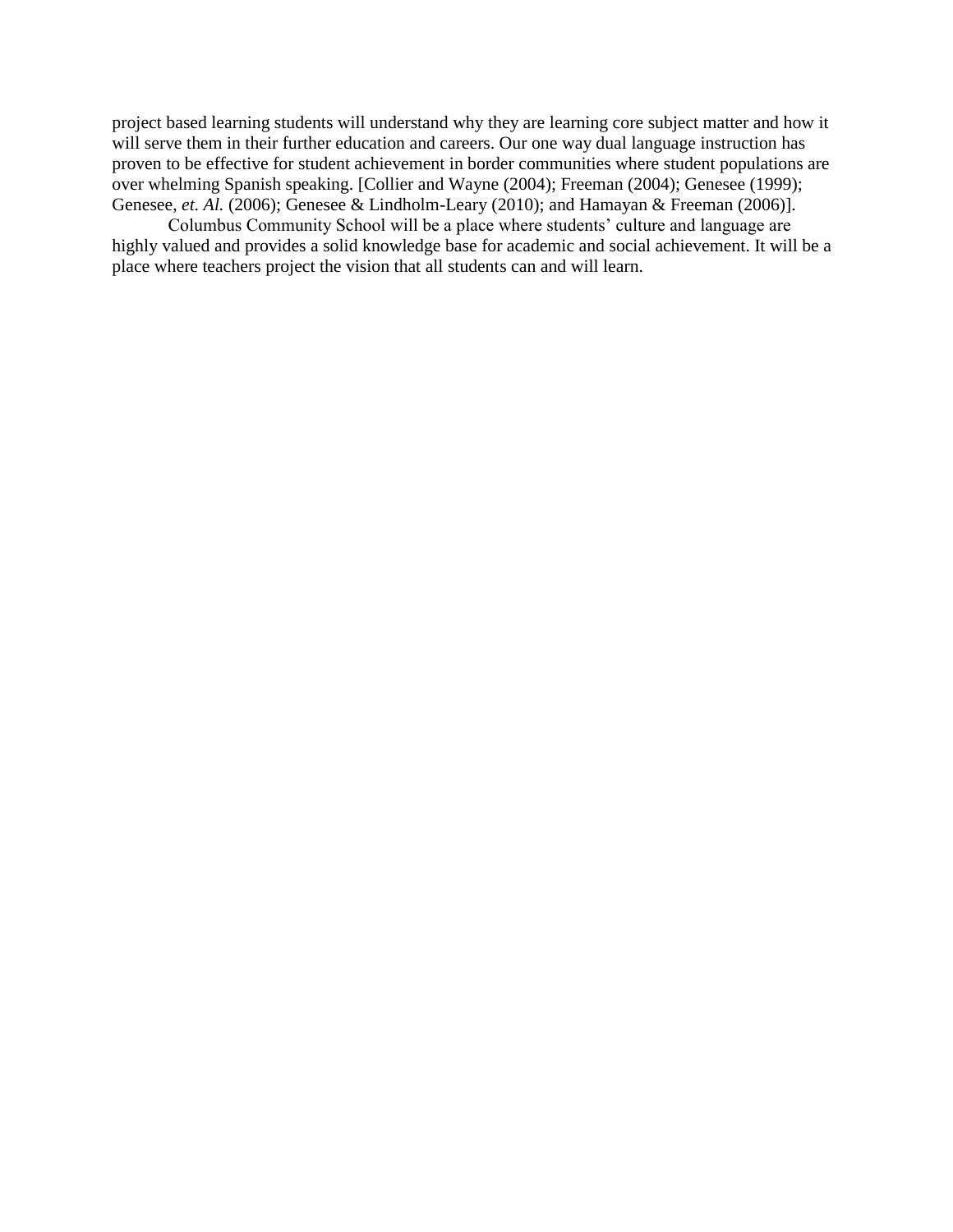project based learning students will understand why they are learning core subject matter and how it will serve them in their further education and careers. Our one way dual language instruction has proven to be effective for student achievement in border communities where student populations are over whelming Spanish speaking. [Collier and Wayne (2004); Freeman (2004); Genesee (1999); Genesee, *et. Al.* (2006); Genesee & Lindholm-Leary (2010); and Hamayan & Freeman (2006)].

Columbus Community School will be a place where students' culture and language are highly valued and provides a solid knowledge base for academic and social achievement. It will be a place where teachers project the vision that all students can and will learn.